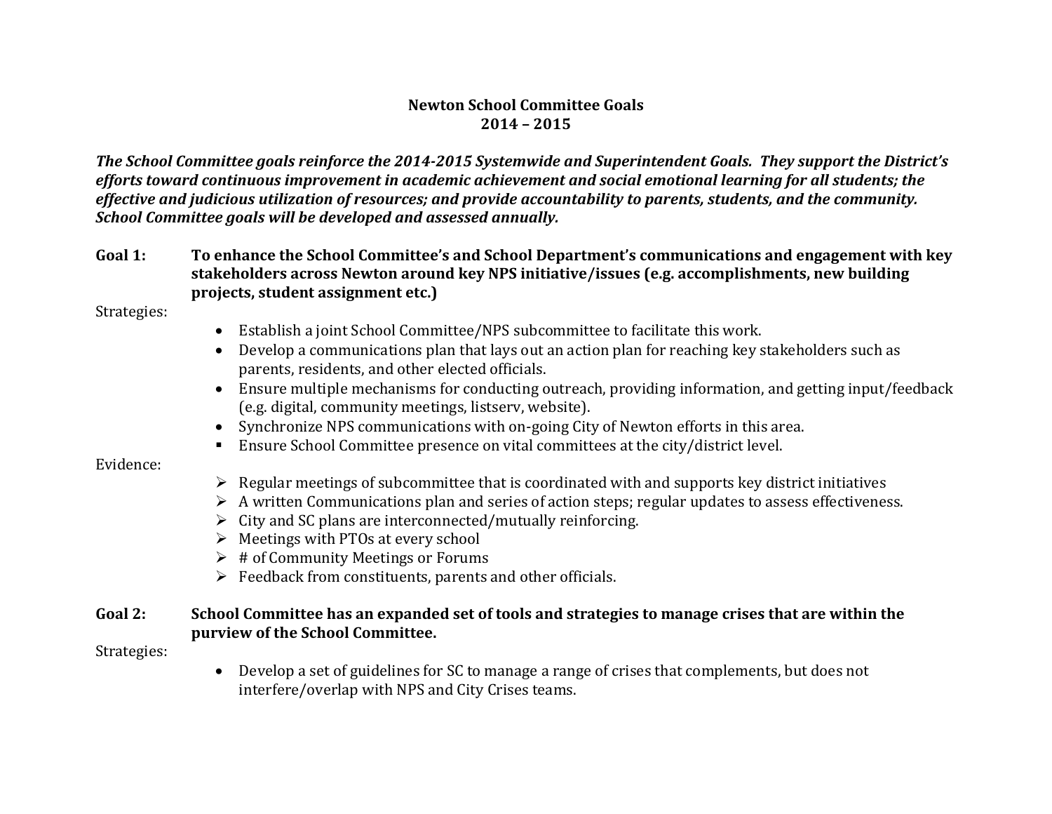# Newton School Committee Goals
## 2014 – 2015

***The School Committee goals reinforce the 2014-2015 Systemwide and Superintendent Goals. They support the District's efforts toward continuous improvement in academic achievement and social emotional learning for all students; the effective and judicious utilization of resources; and provide accountability to parents, students, and the community. School Committee goals will be developed and assessed annually.***

**Goal 1:** **To enhance the School Committee's and School Department's communications and engagement with key stakeholders across Newton around key NPS initiative/issues (e.g. accomplishments, new building projects, student assignment etc.)**

Strategies:

- Establish a joint School Committee/NPS subcommittee to facilitate this work.
- Develop a communications plan that lays out an action plan for reaching key stakeholders such as parents, residents, and other elected officials.
- Ensure multiple mechanisms for conducting outreach, providing information, and getting input/feedback (e.g. digital, community meetings, listserv, website).
- Synchronize NPS communications with on-going City of Newton efforts in this area.
- Ensure School Committee presence on vital committees at the city/district level.

Evidence:

- Regular meetings of subcommittee that is coordinated with and supports key district initiatives
- A written Communications plan and series of action steps; regular updates to assess effectiveness.
- City and SC plans are interconnected/mutually reinforcing.
- Meetings with PTOs at every school
- # of Community Meetings or Forums
- Feedback from constituents, parents and other officials.

**Goal 2:** **School Committee has an expanded set of tools and strategies to manage crises that are within the purview of the School Committee.**

Strategies:

- Develop a set of guidelines for SC to manage a range of crises that complements, but does not interfere/overlap with NPS and City Crises teams.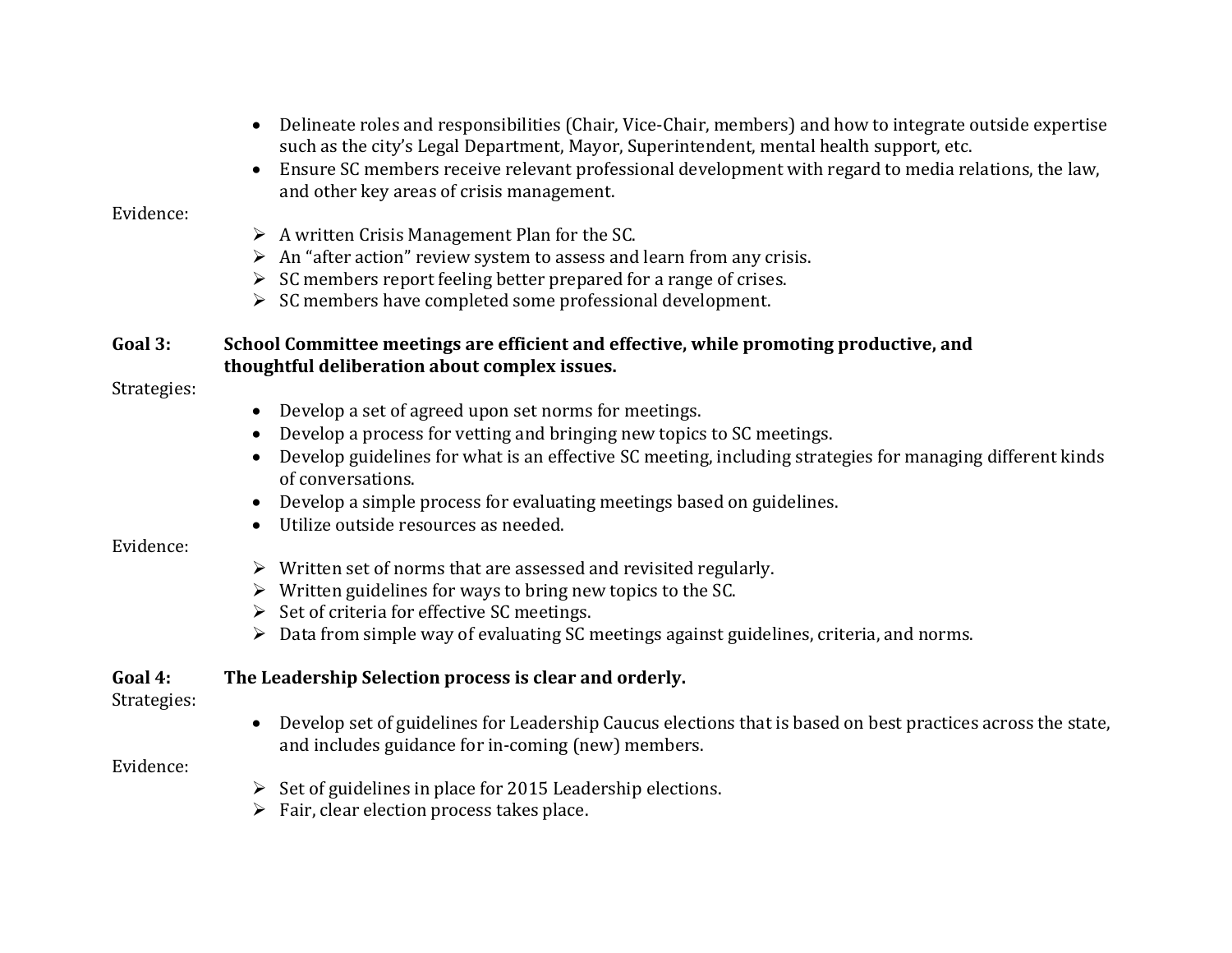- Delineate roles and responsibilities (Chair, Vice-Chair, members) and how to integrate outside expertise such as the city's Legal Department, Mayor, Superintendent, mental health support, etc.
- Ensure SC members receive relevant professional development with regard to media relations, the law, and other key areas of crisis management.

Evidence:

- A written Crisis Management Plan for the SC.
- An "after action" review system to assess and learn from any crisis.
- SC members report feeling better prepared for a range of crises.
- SC members have completed some professional development.

**Goal 3: School Committee meetings are efficient and effective, while promoting productive, and thoughtful deliberation about complex issues.**

Strategies:

- Develop a set of agreed upon set norms for meetings.
- Develop a process for vetting and bringing new topics to SC meetings.
- Develop guidelines for what is an effective SC meeting, including strategies for managing different kinds of conversations.
- Develop a simple process for evaluating meetings based on guidelines.
- Utilize outside resources as needed.

Evidence:

- Written set of norms that are assessed and revisited regularly.
- Written guidelines for ways to bring new topics to the SC.
- Set of criteria for effective SC meetings.
- Data from simple way of evaluating SC meetings against guidelines, criteria, and norms.

**Goal 4: The Leadership Selection process is clear and orderly.**

Strategies:

- Develop set of guidelines for Leadership Caucus elections that is based on best practices across the state, and includes guidance for in-coming (new) members.

Evidence:

- Set of guidelines in place for 2015 Leadership elections.
- Fair, clear election process takes place.